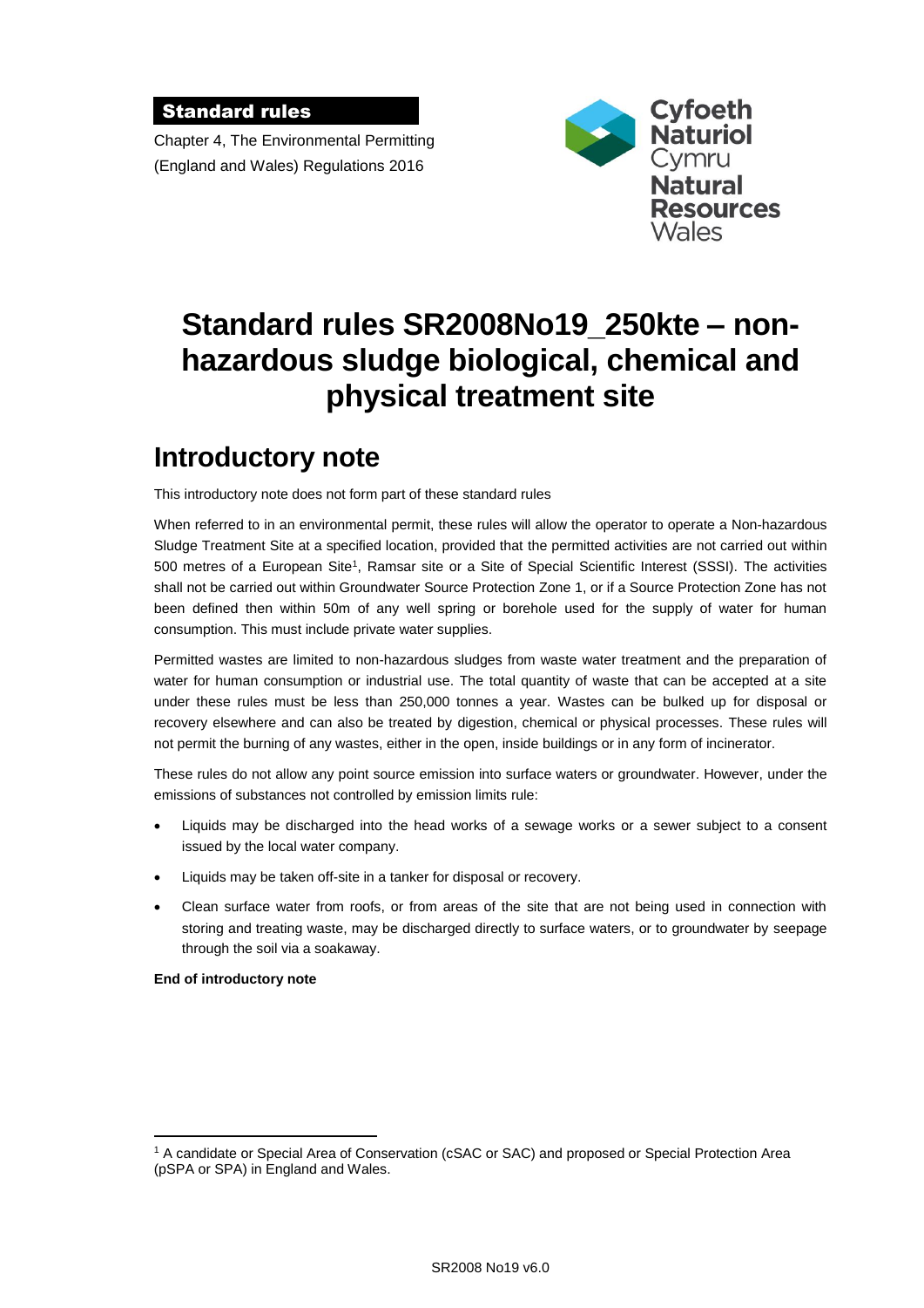Standard rules

Chapter 4, The Environmental Permitting (England and Wales) Regulations 2016

Cyfoeth Naturiol Cymru
Natural Resources Wales

# Standard rules SR2008No19_250kte – non-hazardous sludge biological, chemical and physical treatment site

## Introductory note

This introductory note does not form part of these standard rules

When referred to in an environmental permit, these rules will allow the operator to operate a Non-hazardous Sludge Treatment Site at a specified location, provided that the permitted activities are not carried out within 500 metres of a European Site[1], Ramsar site or a Site of Special Scientific Interest (SSSI). The activities shall not be carried out within Groundwater Source Protection Zone 1, or if a Source Protection Zone has not been defined then within 50m of any well spring or borehole used for the supply of water for human consumption. This must include private water supplies.

Permitted wastes are limited to non-hazardous sludges from waste water treatment and the preparation of water for human consumption or industrial use. The total quantity of waste that can be accepted at a site under these rules must be less than 250,000 tonnes a year. Wastes can be bulked up for disposal or recovery elsewhere and can also be treated by digestion, chemical or physical processes. These rules will not permit the burning of any wastes, either in the open, inside buildings or in any form of incinerator.

These rules do not allow any point source emission into surface waters or groundwater. However, under the emissions of substances not controlled by emission limits rule:

- Liquids may be discharged into the head works of a sewage works or a sewer subject to a consent issued by the local water company.
- Liquids may be taken off-site in a tanker for disposal or recovery.
- Clean surface water from roofs, or from areas of the site that are not being used in connection with storing and treating waste, may be discharged directly to surface waters, or to groundwater by seepage through the soil via a soakaway.

**End of introductory note**

[1] A candidate or Special Area of Conservation (cSAC or SAC) and proposed or Special Protection Area (pSPA or SPA) in England and Wales.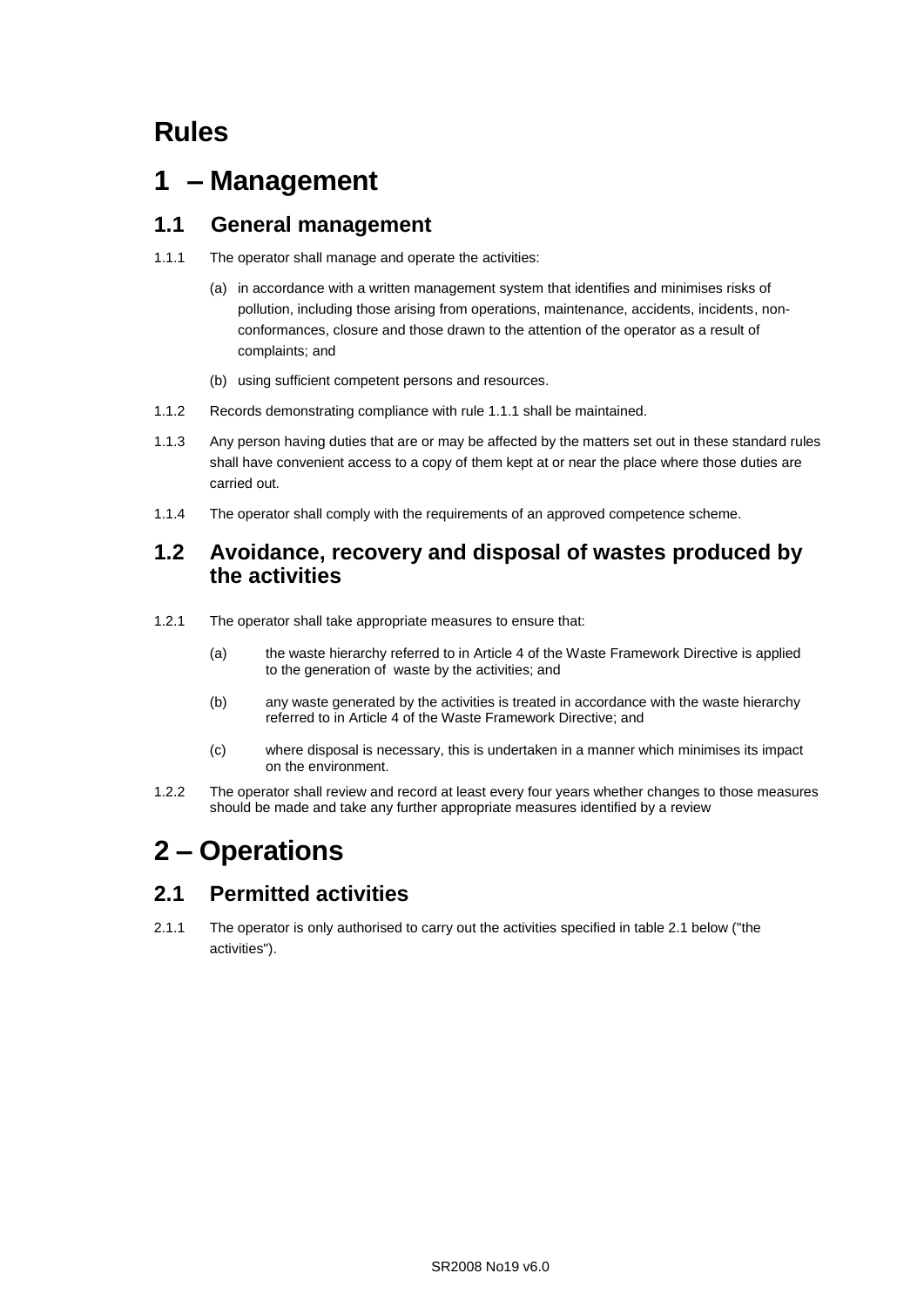# Rules

# 1 – Management

## 1.1 General management

1.1.1 The operator shall manage and operate the activities:

(a) in accordance with a written management system that identifies and minimises risks of pollution, including those arising from operations, maintenance, accidents, incidents, non-conformances, closure and those drawn to the attention of the operator as a result of complaints; and

(b) using sufficient competent persons and resources.

1.1.2 Records demonstrating compliance with rule 1.1.1 shall be maintained.

1.1.3 Any person having duties that are or may be affected by the matters set out in these standard rules shall have convenient access to a copy of them kept at or near the place where those duties are carried out.

1.1.4 The operator shall comply with the requirements of an approved competence scheme.

## 1.2 Avoidance, recovery and disposal of wastes produced by the activities

1.2.1 The operator shall take appropriate measures to ensure that:

(a) the waste hierarchy referred to in Article 4 of the Waste Framework Directive is applied to the generation of waste by the activities; and

(b) any waste generated by the activities is treated in accordance with the waste hierarchy referred to in Article 4 of the Waste Framework Directive; and

(c) where disposal is necessary, this is undertaken in a manner which minimises its impact on the environment.

1.2.2 The operator shall review and record at least every four years whether changes to those measures should be made and take any further appropriate measures identified by a review

# 2 – Operations

## 2.1 Permitted activities

2.1.1 The operator is only authorised to carry out the activities specified in table 2.1 below ("the activities").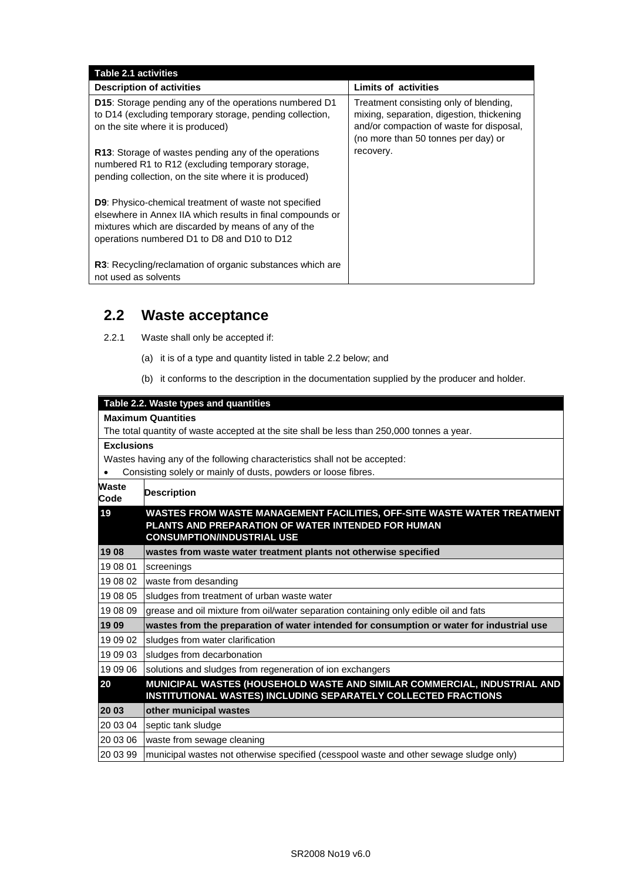| Table 2.1 activities | |
|---|---|
| **Description of activities** | **Limits of activities** |
| **D15**: Storage pending any of the operations numbered D1 to D14 (excluding temporary storage, pending collection, on the site where it is produced)<br><br>**R13**: Storage of wastes pending any of the operations numbered R1 to R12 (excluding temporary storage, pending collection, on the site where it is produced)<br><br>**D9**: Physico-chemical treatment of waste not specified elsewhere in Annex IIA which results in final compounds or mixtures which are discarded by means of any of the operations numbered D1 to D8 and D10 to D12<br><br>**R3**: Recycling/reclamation of organic substances which are not used as solvents | Treatment consisting only of blending, mixing, separation, digestion, thickening and/or compaction of waste for disposal, (no more than 50 tonnes per day) or recovery. |

## 2.2 Waste acceptance

2.2.1 Waste shall only be accepted if:

(a) it is of a type and quantity listed in table 2.2 below; and

(b) it conforms to the description in the documentation supplied by the producer and holder.

| Table 2.2. Waste types and quantities | |
|---|---|
| **Maximum Quantities** | |
| The total quantity of waste accepted at the site shall be less than 250,000 tonnes a year. | |
| **Exclusions** | |
| Wastes having any of the following characteristics shall not be accepted:<br>• Consisting solely or mainly of dusts, powders or loose fibres. | |
| **Waste Code** | **Description** |
| **19** | **WASTES FROM WASTE MANAGEMENT FACILITIES, OFF-SITE WASTE WATER TREATMENT PLANTS AND PREPARATION OF WATER INTENDED FOR HUMAN CONSUMPTION/INDUSTRIAL USE** |
| **19 08** | **wastes from waste water treatment plants not otherwise specified** |
| 19 08 01 | screenings |
| 19 08 02 | waste from desanding |
| 19 08 05 | sludges from treatment of urban waste water |
| 19 08 09 | grease and oil mixture from oil/water separation containing only edible oil and fats |
| **19 09** | **wastes from the preparation of water intended for consumption or water for industrial use** |
| 19 09 02 | sludges from water clarification |
| 19 09 03 | sludges from decarbonation |
| 19 09 06 | solutions and sludges from regeneration of ion exchangers |
| **20** | **MUNICIPAL WASTES (HOUSEHOLD WASTE AND SIMILAR COMMERCIAL, INDUSTRIAL AND INSTITUTIONAL WASTES) INCLUDING SEPARATELY COLLECTED FRACTIONS** |
| **20 03** | **other municipal wastes** |
| 20 03 04 | septic tank sludge |
| 20 03 06 | waste from sewage cleaning |
| 20 03 99 | municipal wastes not otherwise specified (cesspool waste and other sewage sludge only) |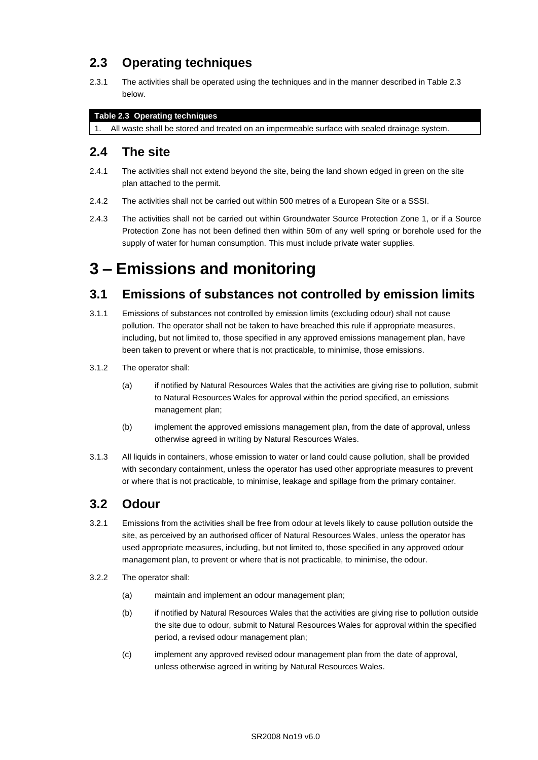## 2.3 Operating techniques

2.3.1 The activities shall be operated using the techniques and in the manner described in Table 2.3 below.

| Table 2.3 Operating techniques |
| --- |
| 1. All waste shall be stored and treated on an impermeable surface with sealed drainage system. |

## 2.4 The site

2.4.1 The activities shall not extend beyond the site, being the land shown edged in green on the site plan attached to the permit.

2.4.2 The activities shall not be carried out within 500 metres of a European Site or a SSSI.

2.4.3 The activities shall not be carried out within Groundwater Source Protection Zone 1, or if a Source Protection Zone has not been defined then within 50m of any well spring or borehole used for the supply of water for human consumption. This must include private water supplies.

# 3 – Emissions and monitoring

## 3.1 Emissions of substances not controlled by emission limits

3.1.1 Emissions of substances not controlled by emission limits (excluding odour) shall not cause pollution. The operator shall not be taken to have breached this rule if appropriate measures, including, but not limited to, those specified in any approved emissions management plan, have been taken to prevent or where that is not practicable, to minimise, those emissions.

3.1.2 The operator shall:

(a) if notified by Natural Resources Wales that the activities are giving rise to pollution, submit to Natural Resources Wales for approval within the period specified, an emissions management plan;

(b) implement the approved emissions management plan, from the date of approval, unless otherwise agreed in writing by Natural Resources Wales.

3.1.3 All liquids in containers, whose emission to water or land could cause pollution, shall be provided with secondary containment, unless the operator has used other appropriate measures to prevent or where that is not practicable, to minimise, leakage and spillage from the primary container.

## 3.2 Odour

3.2.1 Emissions from the activities shall be free from odour at levels likely to cause pollution outside the site, as perceived by an authorised officer of Natural Resources Wales, unless the operator has used appropriate measures, including, but not limited to, those specified in any approved odour management plan, to prevent or where that is not practicable, to minimise, the odour.

3.2.2 The operator shall:

(a) maintain and implement an odour management plan;

(b) if notified by Natural Resources Wales that the activities are giving rise to pollution outside the site due to odour, submit to Natural Resources Wales for approval within the specified period, a revised odour management plan;

(c) implement any approved revised odour management plan from the date of approval, unless otherwise agreed in writing by Natural Resources Wales.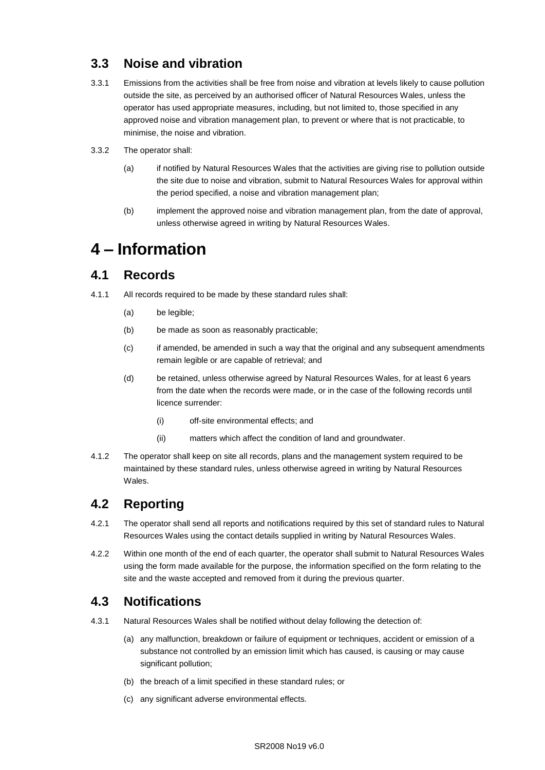## 3.3 Noise and vibration

3.3.1 Emissions from the activities shall be free from noise and vibration at levels likely to cause pollution outside the site, as perceived by an authorised officer of Natural Resources Wales, unless the operator has used appropriate measures, including, but not limited to, those specified in any approved noise and vibration management plan, to prevent or where that is not practicable, to minimise, the noise and vibration.

3.3.2 The operator shall:

(a) if notified by Natural Resources Wales that the activities are giving rise to pollution outside the site due to noise and vibration, submit to Natural Resources Wales for approval within the period specified, a noise and vibration management plan;

(b) implement the approved noise and vibration management plan, from the date of approval, unless otherwise agreed in writing by Natural Resources Wales.

# 4 – Information

## 4.1 Records

4.1.1 All records required to be made by these standard rules shall:

(a) be legible;

(b) be made as soon as reasonably practicable;

(c) if amended, be amended in such a way that the original and any subsequent amendments remain legible or are capable of retrieval; and

(d) be retained, unless otherwise agreed by Natural Resources Wales, for at least 6 years from the date when the records were made, or in the case of the following records until licence surrender:

(i) off-site environmental effects; and

(ii) matters which affect the condition of land and groundwater.

4.1.2 The operator shall keep on site all records, plans and the management system required to be maintained by these standard rules, unless otherwise agreed in writing by Natural Resources Wales.

## 4.2 Reporting

4.2.1 The operator shall send all reports and notifications required by this set of standard rules to Natural Resources Wales using the contact details supplied in writing by Natural Resources Wales.

4.2.2 Within one month of the end of each quarter, the operator shall submit to Natural Resources Wales using the form made available for the purpose, the information specified on the form relating to the site and the waste accepted and removed from it during the previous quarter.

## 4.3 Notifications

4.3.1 Natural Resources Wales shall be notified without delay following the detection of:

(a) any malfunction, breakdown or failure of equipment or techniques, accident or emission of a substance not controlled by an emission limit which has caused, is causing or may cause significant pollution;

(b) the breach of a limit specified in these standard rules; or

(c) any significant adverse environmental effects.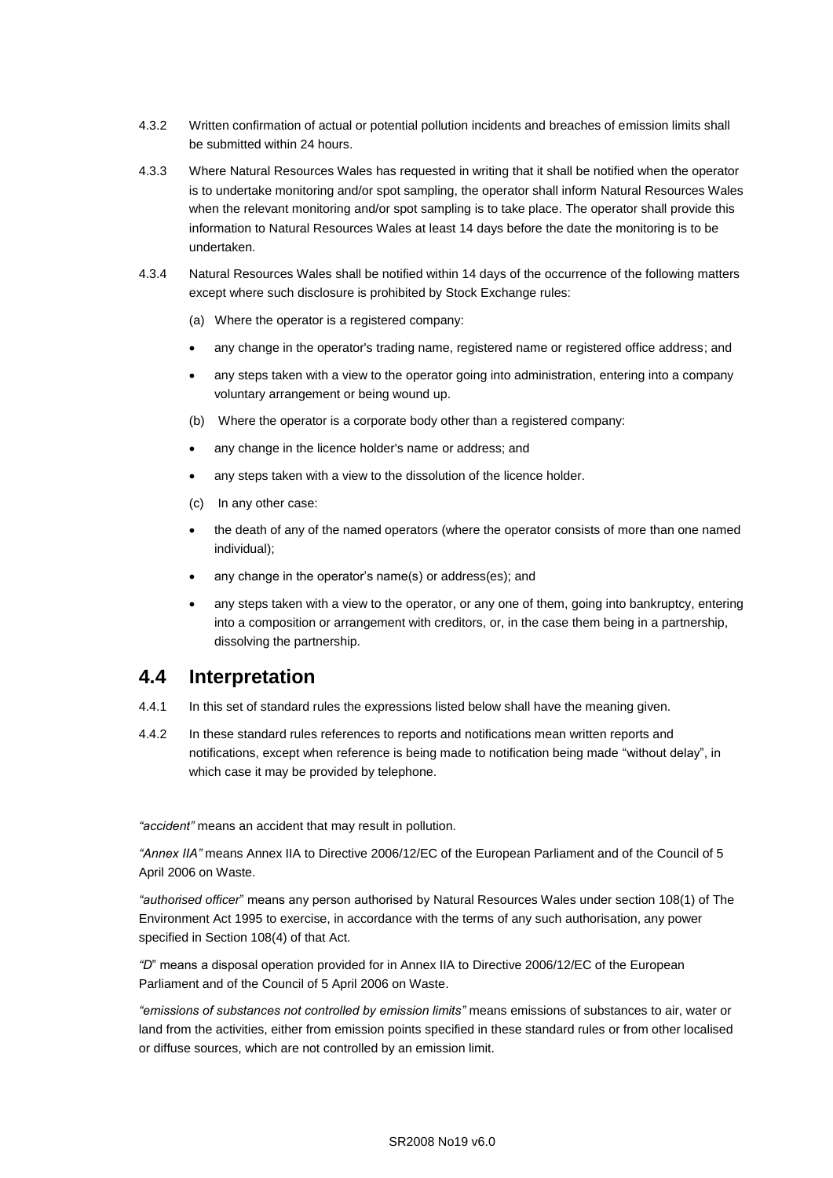4.3.2 Written confirmation of actual or potential pollution incidents and breaches of emission limits shall be submitted within 24 hours.

4.3.3 Where Natural Resources Wales has requested in writing that it shall be notified when the operator is to undertake monitoring and/or spot sampling, the operator shall inform Natural Resources Wales when the relevant monitoring and/or spot sampling is to take place. The operator shall provide this information to Natural Resources Wales at least 14 days before the date the monitoring is to be undertaken.

4.3.4 Natural Resources Wales shall be notified within 14 days of the occurrence of the following matters except where such disclosure is prohibited by Stock Exchange rules:

(a) Where the operator is a registered company:

- any change in the operator's trading name, registered name or registered office address; and
- any steps taken with a view to the operator going into administration, entering into a company voluntary arrangement or being wound up.

(b) Where the operator is a corporate body other than a registered company:

- any change in the licence holder's name or address; and
- any steps taken with a view to the dissolution of the licence holder.

(c) In any other case:

- the death of any of the named operators (where the operator consists of more than one named individual);
- any change in the operator's name(s) or address(es); and
- any steps taken with a view to the operator, or any one of them, going into bankruptcy, entering into a composition or arrangement with creditors, or, in the case them being in a partnership, dissolving the partnership.

## 4.4 Interpretation

4.4.1 In this set of standard rules the expressions listed below shall have the meaning given.

4.4.2 In these standard rules references to reports and notifications mean written reports and notifications, except when reference is being made to notification being made "without delay", in which case it may be provided by telephone.

*"accident"* means an accident that may result in pollution.

*"Annex IIA"* means Annex IIA to Directive 2006/12/EC of the European Parliament and of the Council of 5 April 2006 on Waste.

*"authorised officer"* means any person authorised by Natural Resources Wales under section 108(1) of The Environment Act 1995 to exercise, in accordance with the terms of any such authorisation, any power specified in Section 108(4) of that Act.

*"D"* means a disposal operation provided for in Annex IIA to Directive 2006/12/EC of the European Parliament and of the Council of 5 April 2006 on Waste.

*"emissions of substances not controlled by emission limits"* means emissions of substances to air, water or land from the activities, either from emission points specified in these standard rules or from other localised or diffuse sources, which are not controlled by an emission limit.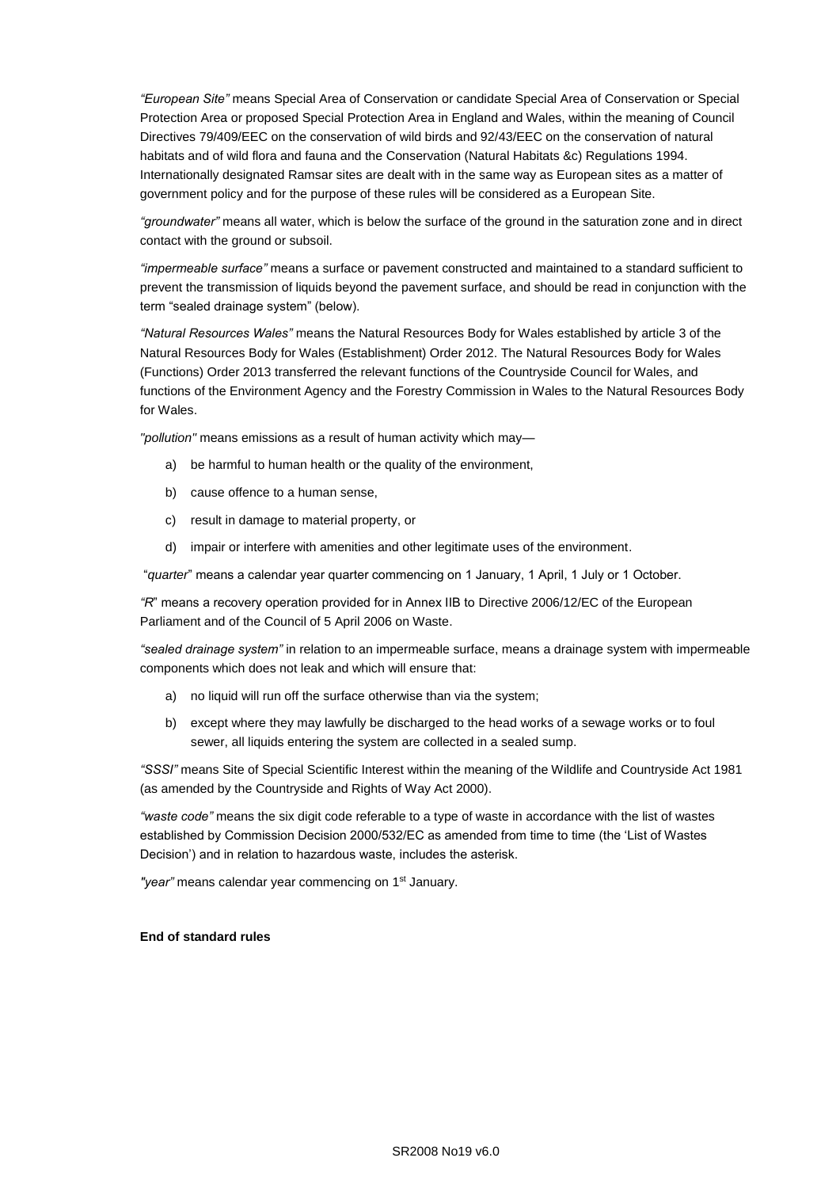*"European Site"* means Special Area of Conservation or candidate Special Area of Conservation or Special Protection Area or proposed Special Protection Area in England and Wales, within the meaning of Council Directives 79/409/EEC on the conservation of wild birds and 92/43/EEC on the conservation of natural habitats and of wild flora and fauna and the Conservation (Natural Habitats &c) Regulations 1994. Internationally designated Ramsar sites are dealt with in the same way as European sites as a matter of government policy and for the purpose of these rules will be considered as a European Site.

*"groundwater"* means all water, which is below the surface of the ground in the saturation zone and in direct contact with the ground or subsoil.

*"impermeable surface"* means a surface or pavement constructed and maintained to a standard sufficient to prevent the transmission of liquids beyond the pavement surface, and should be read in conjunction with the term "sealed drainage system" (below).

*"Natural Resources Wales"* means the Natural Resources Body for Wales established by article 3 of the Natural Resources Body for Wales (Establishment) Order 2012. The Natural Resources Body for Wales (Functions) Order 2013 transferred the relevant functions of the Countryside Council for Wales, and functions of the Environment Agency and the Forestry Commission in Wales to the Natural Resources Body for Wales.

*"pollution"* means emissions as a result of human activity which may—

a) be harmful to human health or the quality of the environment,

b) cause offence to a human sense,

c) result in damage to material property, or

d) impair or interfere with amenities and other legitimate uses of the environment.

"*quarter*" means a calendar year quarter commencing on 1 January, 1 April, 1 July or 1 October.

*"R*" means a recovery operation provided for in Annex IIB to Directive 2006/12/EC of the European Parliament and of the Council of 5 April 2006 on Waste.

*"sealed drainage system"* in relation to an impermeable surface, means a drainage system with impermeable components which does not leak and which will ensure that:

a) no liquid will run off the surface otherwise than via the system;

b) except where they may lawfully be discharged to the head works of a sewage works or to foul sewer, all liquids entering the system are collected in a sealed sump.

*"SSSI"* means Site of Special Scientific Interest within the meaning of the Wildlife and Countryside Act 1981 (as amended by the Countryside and Rights of Way Act 2000).

*"waste code"* means the six digit code referable to a type of waste in accordance with the list of wastes established by Commission Decision 2000/532/EC as amended from time to time (the 'List of Wastes Decision') and in relation to hazardous waste, includes the asterisk.

*"year"* means calendar year commencing on 1st January.

**End of standard rules**